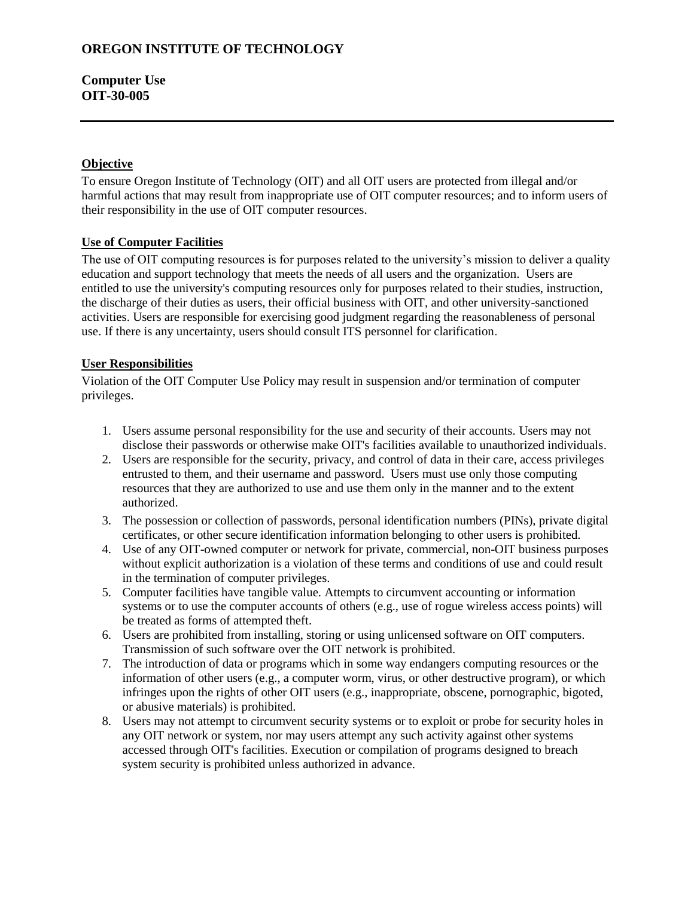# OREGON INSTITUTE OF TECHNOLOGY

## Computer Use
## OIT-30-005

---

### Objective

To ensure Oregon Institute of Technology (OIT) and all OIT users are protected from illegal and/or harmful actions that may result from inappropriate use of OIT computer resources; and to inform users of their responsibility in the use of OIT computer resources.

### Use of Computer Facilities

The use of OIT computing resources is for purposes related to the university's mission to deliver a quality education and support technology that meets the needs of all users and the organization. Users are entitled to use the university's computing resources only for purposes related to their studies, instruction, the discharge of their duties as users, their official business with OIT, and other university-sanctioned activities. Users are responsible for exercising good judgment regarding the reasonableness of personal use. If there is any uncertainty, users should consult ITS personnel for clarification.

### User Responsibilities

Violation of the OIT Computer Use Policy may result in suspension and/or termination of computer privileges.

1. Users assume personal responsibility for the use and security of their accounts. Users may not disclose their passwords or otherwise make OIT's facilities available to unauthorized individuals.
2. Users are responsible for the security, privacy, and control of data in their care, access privileges entrusted to them, and their username and password. Users must use only those computing resources that they are authorized to use and use them only in the manner and to the extent authorized.
3. The possession or collection of passwords, personal identification numbers (PINs), private digital certificates, or other secure identification information belonging to other users is prohibited.
4. Use of any OIT-owned computer or network for private, commercial, non-OIT business purposes without explicit authorization is a violation of these terms and conditions of use and could result in the termination of computer privileges.
5. Computer facilities have tangible value. Attempts to circumvent accounting or information systems or to use the computer accounts of others (e.g., use of rogue wireless access points) will be treated as forms of attempted theft.
6. Users are prohibited from installing, storing or using unlicensed software on OIT computers. Transmission of such software over the OIT network is prohibited.
7. The introduction of data or programs which in some way endangers computing resources or the information of other users (e.g., a computer worm, virus, or other destructive program), or which infringes upon the rights of other OIT users (e.g., inappropriate, obscene, pornographic, bigoted, or abusive materials) is prohibited.
8. Users may not attempt to circumvent security systems or to exploit or probe for security holes in any OIT network or system, nor may users attempt any such activity against other systems accessed through OIT's facilities. Execution or compilation of programs designed to breach system security is prohibited unless authorized in advance.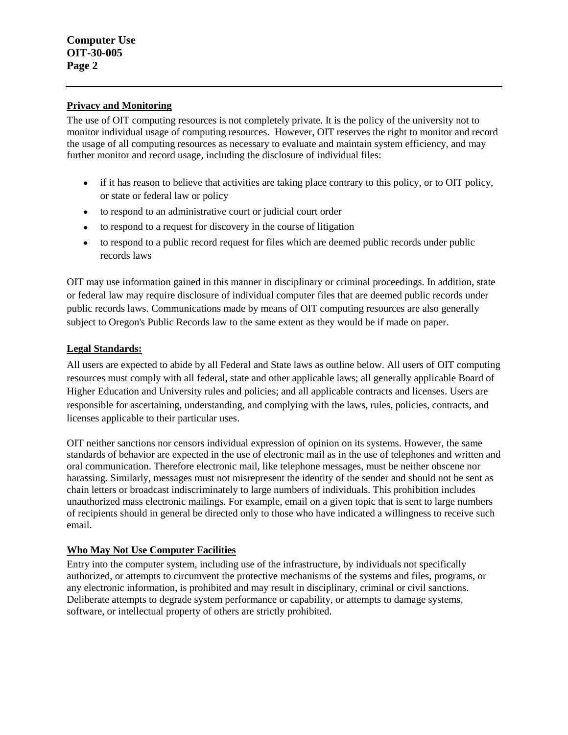## Privacy and Monitoring

The use of OIT computing resources is not completely private. It is the policy of the university not to monitor individual usage of computing resources. However, OIT reserves the right to monitor and record the usage of all computing resources as necessary to evaluate and maintain system efficiency, and may further monitor and record usage, including the disclosure of individual files:

- if it has reason to believe that activities are taking place contrary to this policy, or to OIT policy, or state or federal law or policy
- to respond to an administrative court or judicial court order
- to respond to a request for discovery in the course of litigation
- to respond to a public record request for files which are deemed public records under public records laws

OIT may use information gained in this manner in disciplinary or criminal proceedings. In addition, state or federal law may require disclosure of individual computer files that are deemed public records under public records laws. Communications made by means of OIT computing resources are also generally subject to Oregon's Public Records law to the same extent as they would be if made on paper.

## Legal Standards:

All users are expected to abide by all Federal and State laws as outline below. All users of OIT computing resources must comply with all federal, state and other applicable laws; all generally applicable Board of Higher Education and University rules and policies; and all applicable contracts and licenses. Users are responsible for ascertaining, understanding, and complying with the laws, rules, policies, contracts, and licenses applicable to their particular uses.

OIT neither sanctions nor censors individual expression of opinion on its systems. However, the same standards of behavior are expected in the use of electronic mail as in the use of telephones and written and oral communication. Therefore electronic mail, like telephone messages, must be neither obscene nor harassing. Similarly, messages must not misrepresent the identity of the sender and should not be sent as chain letters or broadcast indiscriminately to large numbers of individuals. This prohibition includes unauthorized mass electronic mailings. For example, email on a given topic that is sent to large numbers of recipients should in general be directed only to those who have indicated a willingness to receive such email.

## Who May Not Use Computer Facilities

Entry into the computer system, including use of the infrastructure, by individuals not specifically authorized, or attempts to circumvent the protective mechanisms of the systems and files, programs, or any electronic information, is prohibited and may result in disciplinary, criminal or civil sanctions. Deliberate attempts to degrade system performance or capability, or attempts to damage systems, software, or intellectual property of others are strictly prohibited.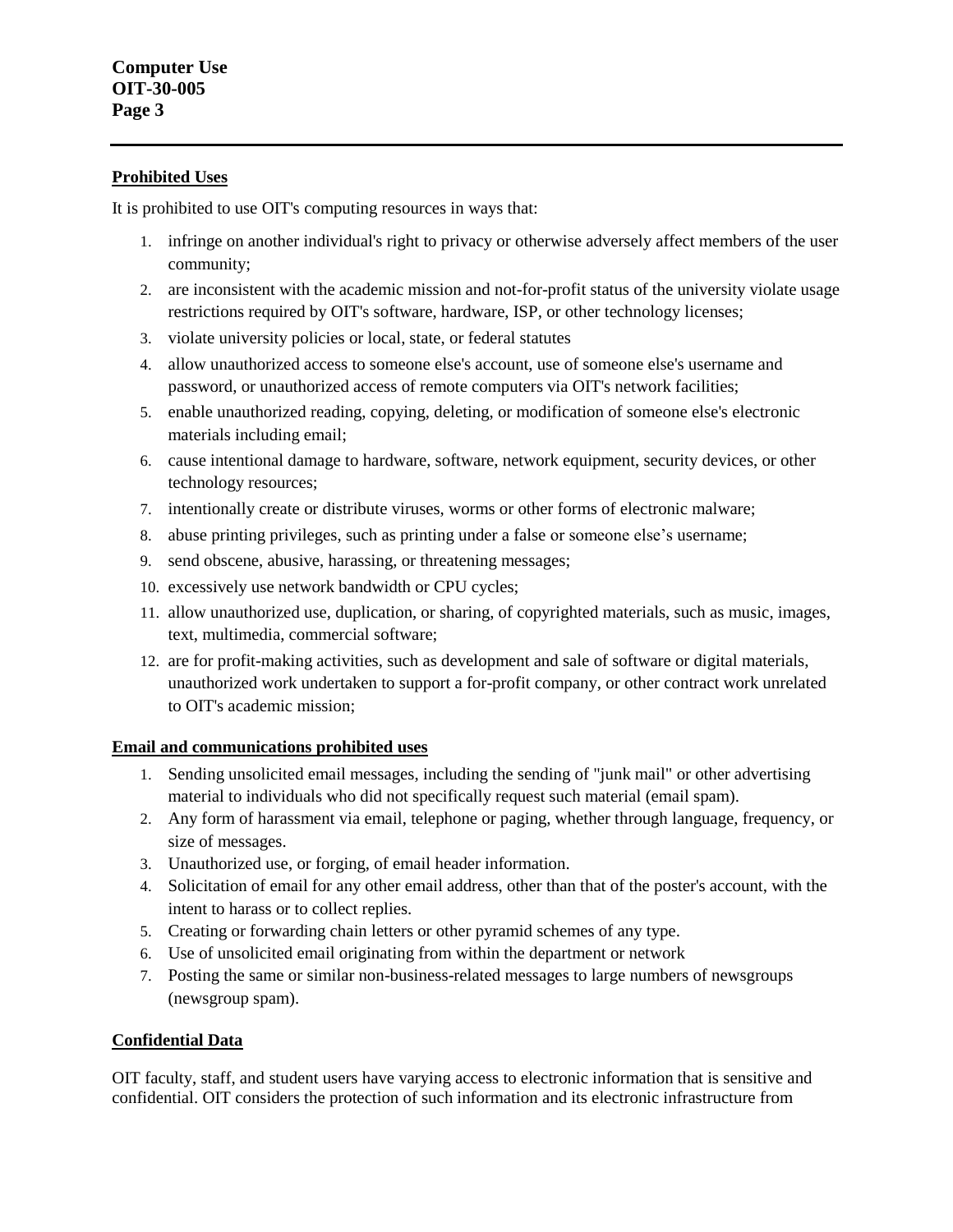## Prohibited Uses

It is prohibited to use OIT's computing resources in ways that:

1. infringe on another individual's right to privacy or otherwise adversely affect members of the user community;
2. are inconsistent with the academic mission and not-for-profit status of the university violate usage restrictions required by OIT's software, hardware, ISP, or other technology licenses;
3. violate university policies or local, state, or federal statutes
4. allow unauthorized access to someone else's account, use of someone else's username and password, or unauthorized access of remote computers via OIT's network facilities;
5. enable unauthorized reading, copying, deleting, or modification of someone else's electronic materials including email;
6. cause intentional damage to hardware, software, network equipment, security devices, or other technology resources;
7. intentionally create or distribute viruses, worms or other forms of electronic malware;
8. abuse printing privileges, such as printing under a false or someone else's username;
9. send obscene, abusive, harassing, or threatening messages;
10. excessively use network bandwidth or CPU cycles;
11. allow unauthorized use, duplication, or sharing, of copyrighted materials, such as music, images, text, multimedia, commercial software;
12. are for profit-making activities, such as development and sale of software or digital materials, unauthorized work undertaken to support a for-profit company, or other contract work unrelated to OIT's academic mission;

## Email and communications prohibited uses

1. Sending unsolicited email messages, including the sending of "junk mail" or other advertising material to individuals who did not specifically request such material (email spam).
2. Any form of harassment via email, telephone or paging, whether through language, frequency, or size of messages.
3. Unauthorized use, or forging, of email header information.
4. Solicitation of email for any other email address, other than that of the poster's account, with the intent to harass or to collect replies.
5. Creating or forwarding chain letters or other pyramid schemes of any type.
6. Use of unsolicited email originating from within the department or network
7. Posting the same or similar non-business-related messages to large numbers of newsgroups (newsgroup spam).

## Confidential Data

OIT faculty, staff, and student users have varying access to electronic information that is sensitive and confidential. OIT considers the protection of such information and its electronic infrastructure from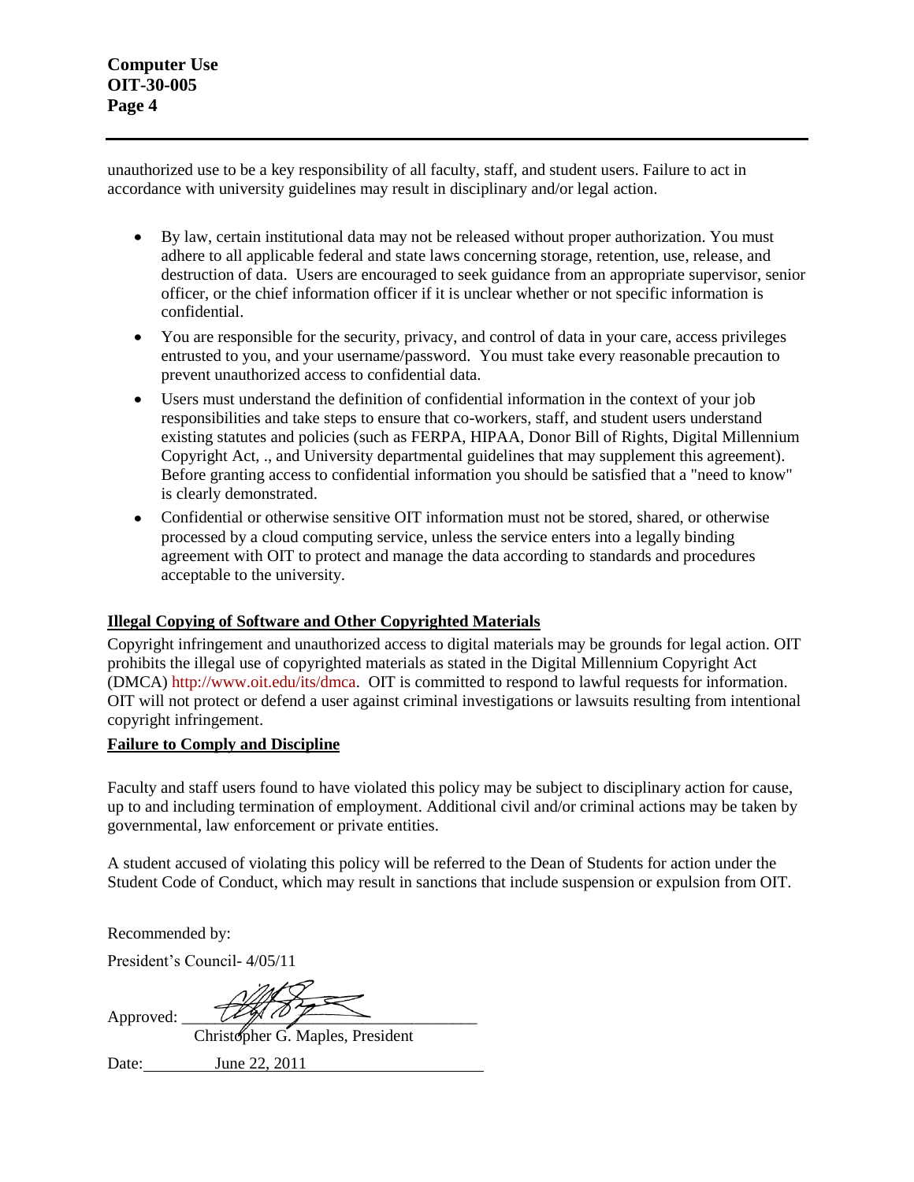unauthorized use to be a key responsibility of all faculty, staff, and student users. Failure to act in accordance with university guidelines may result in disciplinary and/or legal action.

- By law, certain institutional data may not be released without proper authorization. You must adhere to all applicable federal and state laws concerning storage, retention, use, release, and destruction of data. Users are encouraged to seek guidance from an appropriate supervisor, senior officer, or the chief information officer if it is unclear whether or not specific information is confidential.
- You are responsible for the security, privacy, and control of data in your care, access privileges entrusted to you, and your username/password. You must take every reasonable precaution to prevent unauthorized access to confidential data.
- Users must understand the definition of confidential information in the context of your job responsibilities and take steps to ensure that co-workers, staff, and student users understand existing statutes and policies (such as FERPA, HIPAA, Donor Bill of Rights, Digital Millennium Copyright Act, ., and University departmental guidelines that may supplement this agreement). Before granting access to confidential information you should be satisfied that a "need to know" is clearly demonstrated.
- Confidential or otherwise sensitive OIT information must not be stored, shared, or otherwise processed by a cloud computing service, unless the service enters into a legally binding agreement with OIT to protect and manage the data according to standards and procedures acceptable to the university.

**Illegal Copying of Software and Other Copyrighted Materials**

Copyright infringement and unauthorized access to digital materials may be grounds for legal action. OIT prohibits the illegal use of copyrighted materials as stated in the Digital Millennium Copyright Act (DMCA) http://www.oit.edu/its/dmca. OIT is committed to respond to lawful requests for information. OIT will not protect or defend a user against criminal investigations or lawsuits resulting from intentional copyright infringement.

**Failure to Comply and Discipline**

Faculty and staff users found to have violated this policy may be subject to disciplinary action for cause, up to and including termination of employment. Additional civil and/or criminal actions may be taken by governmental, law enforcement or private entities.

A student accused of violating this policy will be referred to the Dean of Students for action under the Student Code of Conduct, which may result in sanctions that include suspension or expulsion from OIT.

Recommended by:

President's Council- 4/05/11

Approved: ______________________________
Christopher G. Maples, President

Date: June 22, 2011